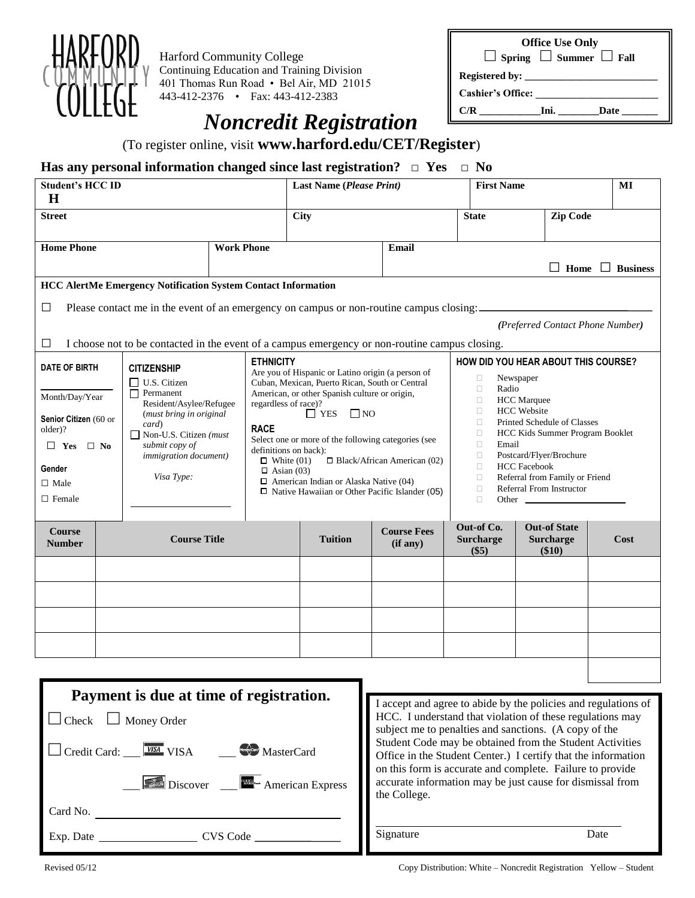HARFORD COMMUNITY COLLEGE

Harford Community College
Continuing Education and Training Division
401 Thomas Run Road • Bel Air, MD 21015
443-412-2376 • Fax: 443-412-2383

| **Office Use Only** |
|---|
| ☐ Spring ☐ Summer ☐ Fall |
| Registered by: ________________________ |
| Cashier's Office: ______________________ |
| C/R ___________Ini. ________Date _______ |

# *Noncredit Registration*

(To register online, visit **www.harford.edu/CET/Register**)

**Has any personal information changed since last registration? □ Yes □ No**

| **Student's HCC ID** H | **Last Name (*Please Print*)** | **First Name** | **MI** |
|---|---|---|---|
| **Street** | **City** | **State** | **Zip Code** |

| **Home Phone** | **Work Phone** | **Email** ☐ Home ☐ Business |
|---|---|---|

**HCC AlertMe Emergency Notification System Contact Information**

☐ Please contact me in the event of an emergency on campus or non-routine campus closing: ______________________

*(Preferred Contact Phone Number)*

☐ I choose not to be contacted in the event of a campus emergency or non-routine campus closing.

**DATE OF BIRTH**

____________
Month/Day/Year

**Senior Citizen** (60 or older)?
☐ Yes ☐ No

**Gender**
☐ Male
☐ Female

**CITIZENSHIP**
☐ U.S. Citizen
☐ Permanent Resident/Asylee/Refugee (*must bring in original card*)
☐ Non-U.S. Citizen *(must submit copy of immigration document)*

*Visa Type:* ____________

**ETHNICITY**
Are you of Hispanic or Latino origin (a person of Cuban, Mexican, Puerto Rican, South or Central American, or other Spanish culture or origin, regardless of race)?
☐ YES ☐ NO

**RACE**
Select one or more of the following categories (see definitions on back):
☐ White (01) ☐ Black/African American (02)
☐ Asian (03)
☐ American Indian or Alaska Native (04)
☐ Native Hawaiian or Other Pacific Islander (05)

**HOW DID YOU HEAR ABOUT THIS COURSE?**
- ☐ Newspaper
- ☐ Radio
- ☐ HCC Marquee
- ☐ HCC Website
- ☐ Printed Schedule of Classes
- ☐ HCC Kids Summer Program Booklet
- ☐ Email
- ☐ Postcard/Flyer/Brochure
- ☐ HCC Facebook
- ☐ Referral from Family or Friend
- ☐ Referral From Instructor
- ☐ Other ____________

| Course Number | Course Title | Tuition | Course Fees (if any) | Out-of Co. Surcharge ($5) | Out-of State Surcharge ($10) | Cost |
|---|---|---|---|---|---|---|
| | | | | | | |
| | | | | | | |
| | | | | | | |
| | | | | | | |
| | | | | | | |

## Payment is due at time of registration.

☐ Check ☐ Money Order

☐ Credit Card: ___ VISA ___ MasterCard

___ Discover ___ American Express

Card No. ______________________________

Exp. Date ______________ CVS Code ____________

I accept and agree to abide by the policies and regulations of HCC. I understand that violation of these regulations may subject me to penalties and sanctions. (A copy of the Student Code may be obtained from the Student Activities Office in the Student Center.) I certify that the information on this form is accurate and complete. Failure to provide accurate information may be just cause for dismissal from the College.

______________________________________________
Signature Date

Revised 05/12

Copy Distribution: White – Noncredit Registration Yellow – Student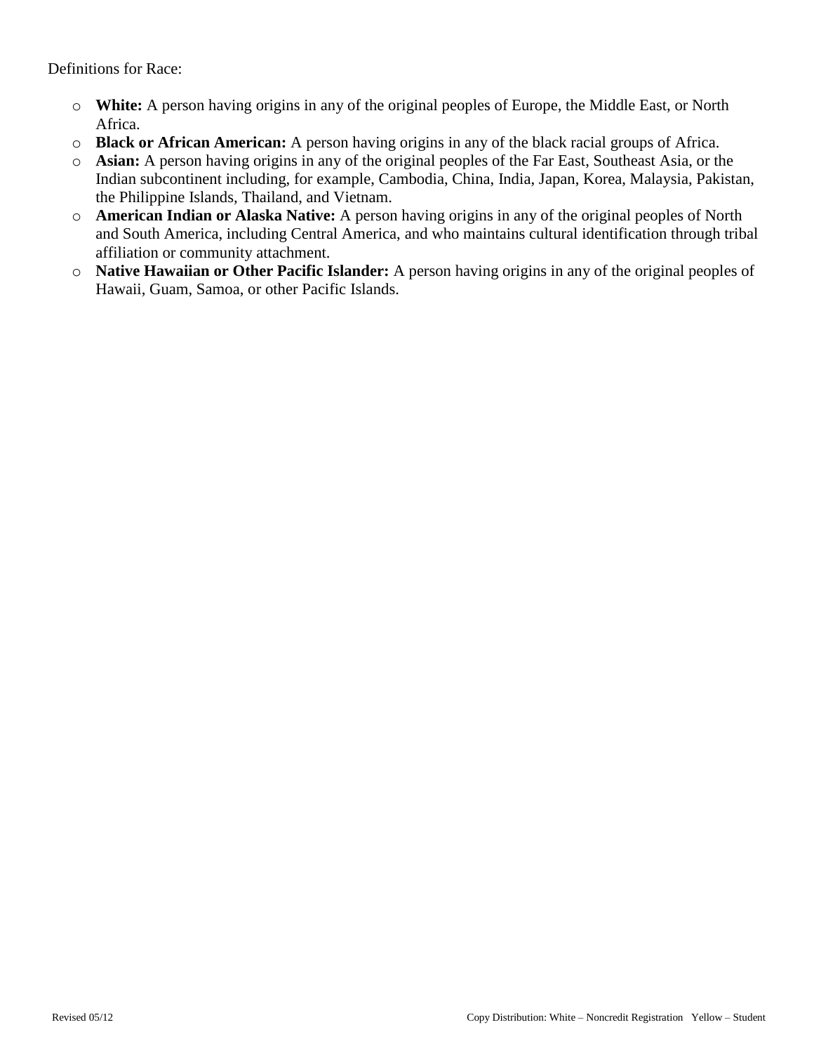Definitions for Race:

- **White:** A person having origins in any of the original peoples of Europe, the Middle East, or North Africa.
- **Black or African American:** A person having origins in any of the black racial groups of Africa.
- **Asian:** A person having origins in any of the original peoples of the Far East, Southeast Asia, or the Indian subcontinent including, for example, Cambodia, China, India, Japan, Korea, Malaysia, Pakistan, the Philippine Islands, Thailand, and Vietnam.
- **American Indian or Alaska Native:** A person having origins in any of the original peoples of North and South America, including Central America, and who maintains cultural identification through tribal affiliation or community attachment.
- **Native Hawaiian or Other Pacific Islander:** A person having origins in any of the original peoples of Hawaii, Guam, Samoa, or other Pacific Islands.

Revised 05/12

Copy Distribution: White – Noncredit Registration Yellow – Student